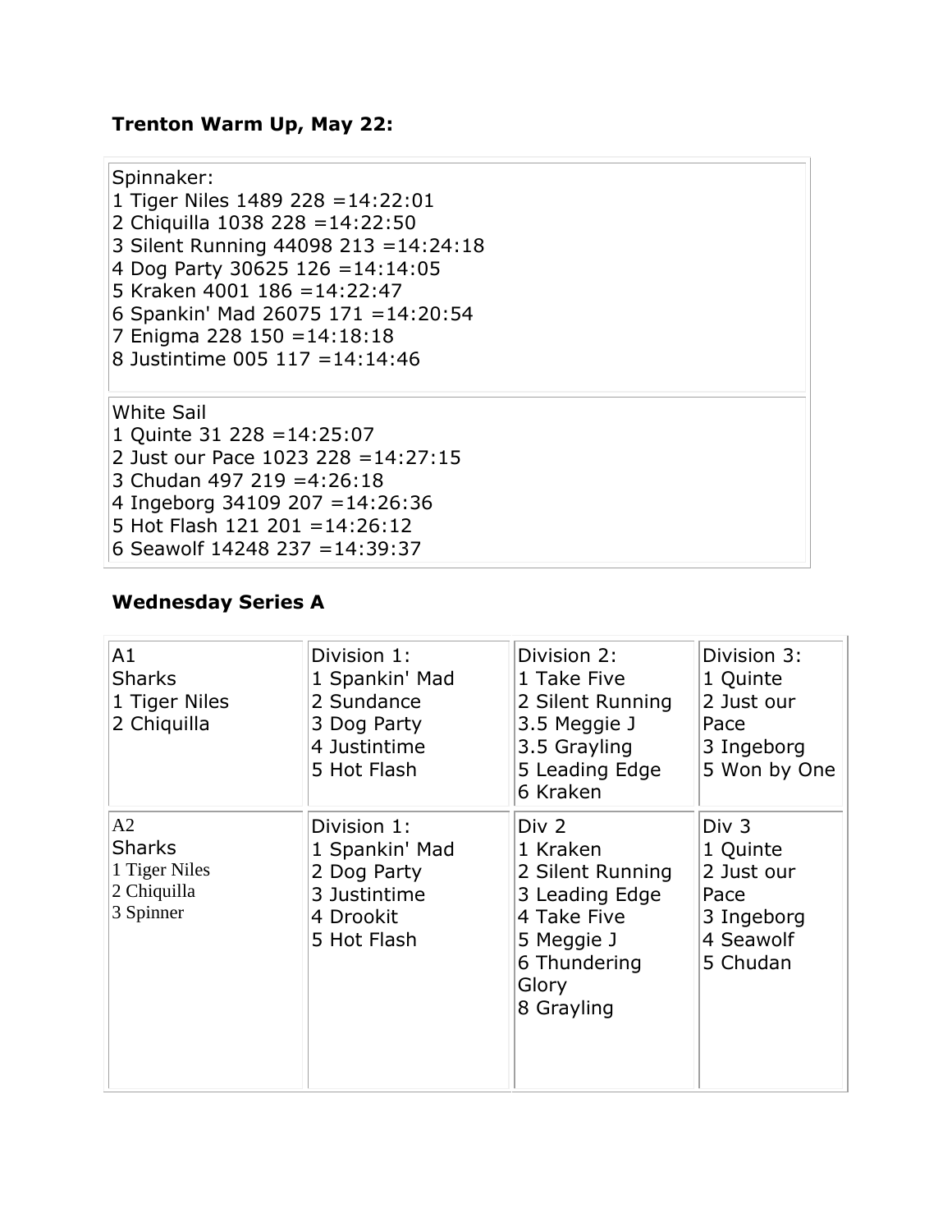**Trenton Warm Up, May 22:**

| Spinnaker: |
| --- |
| 1 Tiger Niles 1489 228 =14:22:01<br>2 Chiquilla 1038 228 =14:22:50<br>3 Silent Running 44098 213 =14:24:18<br>4 Dog Party 30625 126 =14:14:05<br>5 Kraken 4001 186 =14:22:47<br>6 Spankin' Mad 26075 171 =14:20:54<br>7 Enigma 228 150 =14:18:18<br>8 Justintime 005 117 =14:14:46 |
| White Sail<br>1 Quinte 31 228 =14:25:07<br>2 Just our Pace 1023 228 =14:27:15<br>3 Chudan 497 219 =4:26:18<br>4 Ingeborg 34109 207 =14:26:36<br>5 Hot Flash 121 201 =14:26:12<br>6 Seawolf 14248 237 =14:39:37 |

**Wednesday Series A**

| | | | |
| --- | --- | --- | --- |
| A1<br>Sharks<br>1 Tiger Niles<br>2 Chiquilla | Division 1:<br>1 Spankin' Mad<br>2 Sundance<br>3 Dog Party<br>4 Justintime<br>5 Hot Flash | Division 2:<br>1 Take Five<br>2 Silent Running<br>3.5 Meggie J<br>3.5 Grayling<br>5 Leading Edge<br>6 Kraken | Division 3:<br>1 Quinte<br>2 Just our Pace<br>3 Ingeborg<br>5 Won by One |
| A2<br>Sharks<br>1 Tiger Niles<br>2 Chiquilla<br>3 Spinner | Division 1:<br>1 Spankin' Mad<br>2 Dog Party<br>3 Justintime<br>4 Drookit<br>5 Hot Flash | Div 2<br>1 Kraken<br>2 Silent Running<br>3 Leading Edge<br>4 Take Five<br>5 Meggie J<br>6 Thundering Glory<br>8 Grayling | Div 3<br>1 Quinte<br>2 Just our Pace<br>3 Ingeborg<br>4 Seawolf<br>5 Chudan |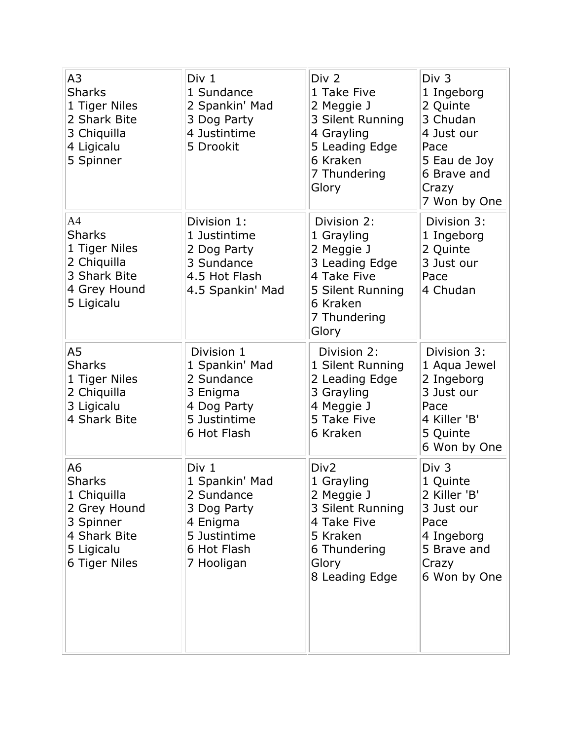| A3<br>Sharks<br>1 Tiger Niles<br>2 Shark Bite<br>3 Chiquilla<br>4 Ligicalu<br>5 Spinner | Div 1<br>1 Sundance<br>2 Spankin' Mad<br>3 Dog Party<br>4 Justintime<br>5 Drookit | Div 2<br>1 Take Five<br>2 Meggie J<br>3 Silent Running<br>4 Grayling<br>5 Leading Edge<br>6 Kraken<br>7 Thundering Glory | Div 3<br>1 Ingeborg<br>2 Quinte<br>3 Chudan<br>4 Just our Pace<br>5 Eau de Joy<br>6 Brave and Crazy<br>7 Won by One |
|---|---|---|---|
| A4<br>Sharks<br>1 Tiger Niles<br>2 Chiquilla<br>3 Shark Bite<br>4 Grey Hound<br>5 Ligicalu | Division 1:<br>1 Justintime<br>2 Dog Party<br>3 Sundance<br>4.5 Hot Flash<br>4.5 Spankin' Mad | Division 2:<br>1 Grayling<br>2 Meggie J<br>3 Leading Edge<br>4 Take Five<br>5 Silent Running<br>6 Kraken<br>7 Thundering Glory | Division 3:<br>1 Ingeborg<br>2 Quinte<br>3 Just our Pace<br>4 Chudan |
| A5<br>Sharks<br>1 Tiger Niles<br>2 Chiquilla<br>3 Ligicalu<br>4 Shark Bite | Division 1<br>1 Spankin' Mad<br>2 Sundance<br>3 Enigma<br>4 Dog Party<br>5 Justintime<br>6 Hot Flash | Division 2:<br>1 Silent Running<br>2 Leading Edge<br>3 Grayling<br>4 Meggie J<br>5 Take Five<br>6 Kraken | Division 3:<br>1 Aqua Jewel<br>2 Ingeborg<br>3 Just our Pace<br>4 Killer 'B'<br>5 Quinte<br>6 Won by One |
| A6<br>Sharks<br>1 Chiquilla<br>2 Grey Hound<br>3 Spinner<br>4 Shark Bite<br>5 Ligicalu<br>6 Tiger Niles | Div 1<br>1 Spankin' Mad<br>2 Sundance<br>3 Dog Party<br>4 Enigma<br>5 Justintime<br>6 Hot Flash<br>7 Hooligan | Div2<br>1 Grayling<br>2 Meggie J<br>3 Silent Running<br>4 Take Five<br>5 Kraken<br>6 Thundering Glory<br>8 Leading Edge | Div 3<br>1 Quinte<br>2 Killer 'B'<br>3 Just our Pace<br>4 Ingeborg<br>5 Brave and Crazy<br>6 Won by One |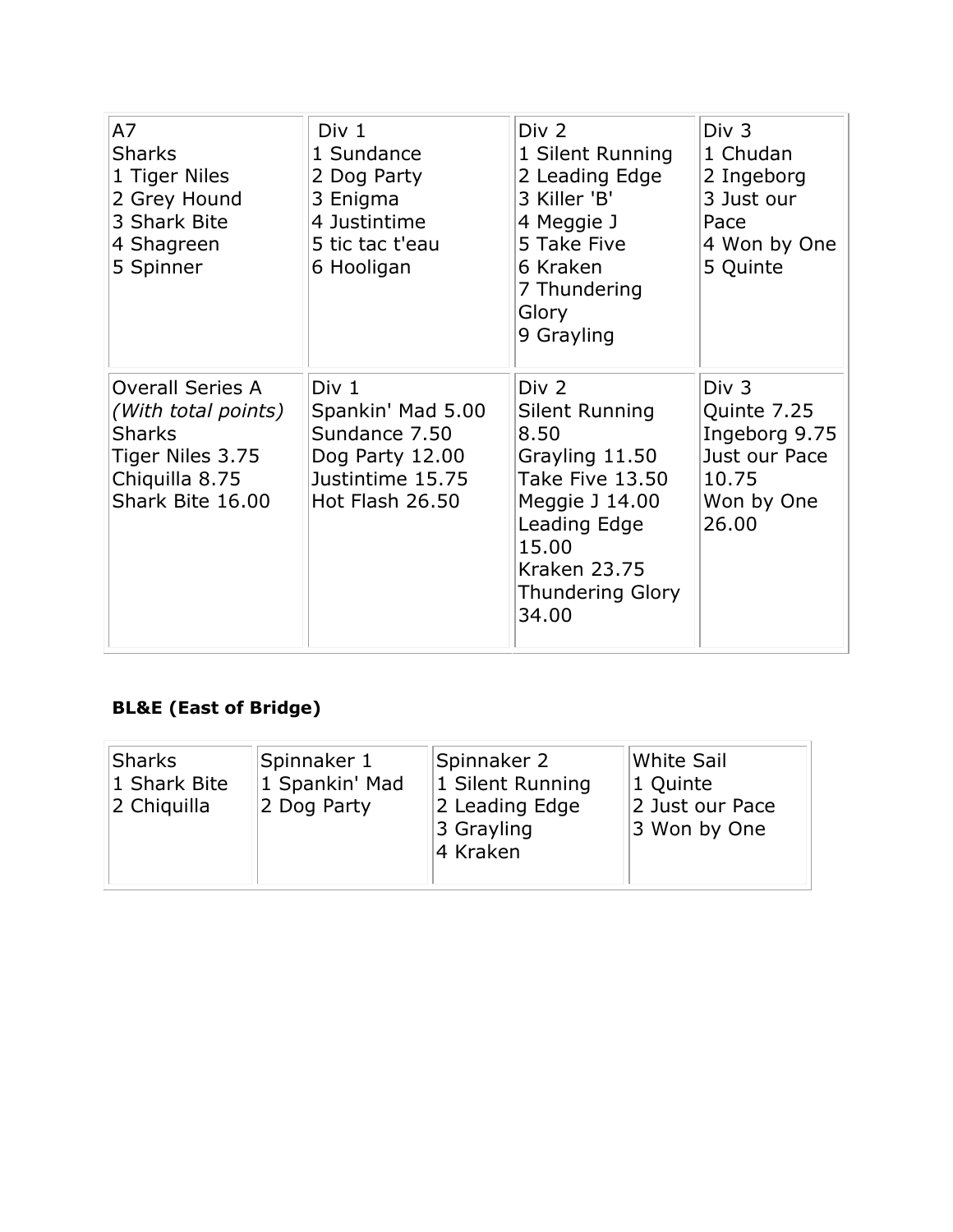| A7<br>Sharks<br>1 Tiger Niles<br>2 Grey Hound<br>3 Shark Bite<br>4 Shagreen<br>5 Spinner | Div 1<br>1 Sundance<br>2 Dog Party<br>3 Enigma<br>4 Justintime<br>5 tic tac t'eau<br>6 Hooligan | Div 2<br>1 Silent Running<br>2 Leading Edge<br>3 Killer 'B'<br>4 Meggie J<br>5 Take Five<br>6 Kraken<br>7 Thundering Glory<br>9 Grayling | Div 3<br>1 Chudan<br>2 Ingeborg<br>3 Just our Pace<br>4 Won by One<br>5 Quinte |
|---|---|---|---|
| Overall Series A<br>*(With total points)*<br>Sharks<br>Tiger Niles 3.75<br>Chiquilla 8.75<br>Shark Bite 16.00 | Div 1<br>Spankin' Mad 5.00<br>Sundance 7.50<br>Dog Party 12.00<br>Justintime 15.75<br>Hot Flash 26.50 | Div 2<br>Silent Running 8.50<br>Grayling 11.50<br>Take Five 13.50<br>Meggie J 14.00<br>Leading Edge 15.00<br>Kraken 23.75<br>Thundering Glory 34.00 | Div 3<br>Quinte 7.25<br>Ingeborg 9.75<br>Just our Pace 10.75<br>Won by One 26.00 |

**BL&E (East of Bridge)**

| Sharks<br>1 Shark Bite<br>2 Chiquilla | Spinnaker 1<br>1 Spankin' Mad<br>2 Dog Party | Spinnaker 2<br>1 Silent Running<br>2 Leading Edge<br>3 Grayling<br>4 Kraken | White Sail<br>1 Quinte<br>2 Just our Pace<br>3 Won by One |
|---|---|---|---|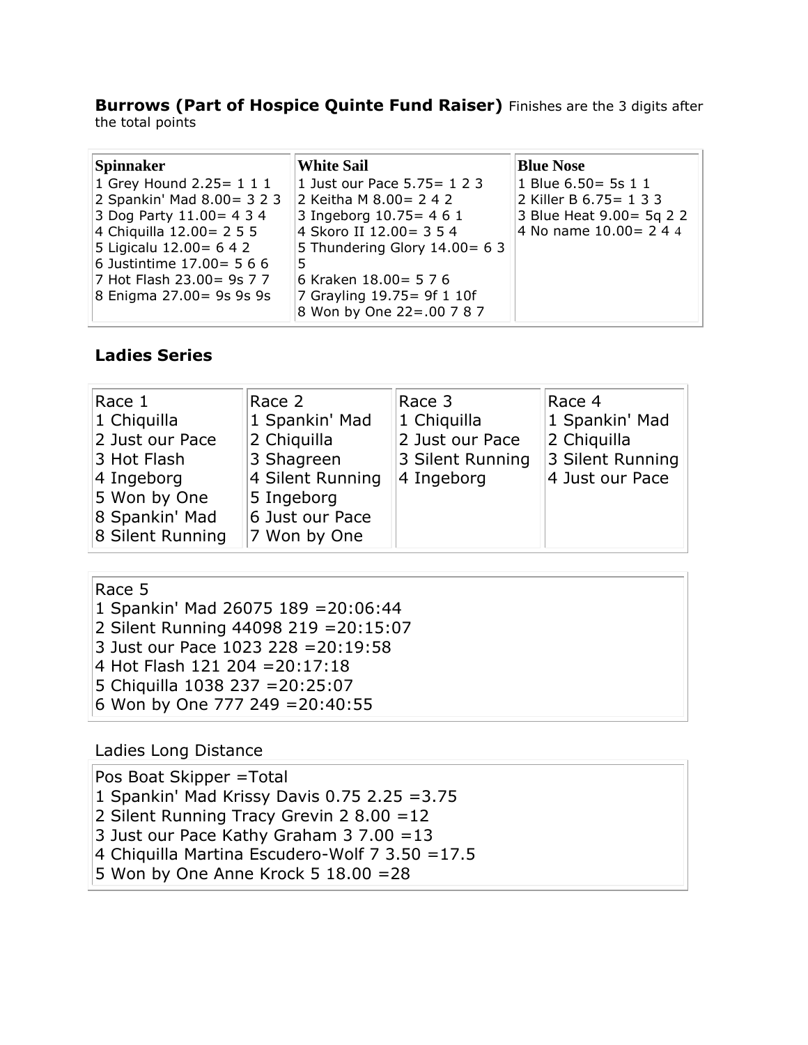**Burrows (Part of Hospice Quinte Fund Raiser)** Finishes are the 3 digits after the total points

| **Spinnaker** | **White Sail** | **Blue Nose** |
|---|---|---|
| 1 Grey Hound 2.25= 1 1 1<br>2 Spankin' Mad 8.00= 3 2 3<br>3 Dog Party 11.00= 4 3 4<br>4 Chiquilla 12.00= 2 5 5<br>5 Ligicalu 12.00= 6 4 2<br>6 Justintime 17.00= 5 6 6<br>7 Hot Flash 23.00= 9s 7 7<br>8 Enigma 27.00= 9s 9s 9s | 1 Just our Pace 5.75= 1 2 3<br>2 Keitha M 8.00= 2 4 2<br>3 Ingeborg 10.75= 4 6 1<br>4 Skoro II 12.00= 3 5 4<br>5 Thundering Glory 14.00= 6 3 5<br>6 Kraken 18.00= 5 7 6<br>7 Grayling 19.75= 9f 1 10f<br>8 Won by One 22=.00 7 8 7 | 1 Blue 6.50= 5s 1 1<br>2 Killer B 6.75= 1 3 3<br>3 Blue Heat 9.00= 5q 2 2<br>4 No name 10.00= 2 4 4 |

## Ladies Series

| Race 1 | Race 2 | Race 3 | Race 4 |
|---|---|---|---|
| 1 Chiquilla | 1 Spankin' Mad | 1 Chiquilla | 1 Spankin' Mad |
| 2 Just our Pace | 2 Chiquilla | 2 Just our Pace | 2 Chiquilla |
| 3 Hot Flash | 3 Shagreen | 3 Silent Running | 3 Silent Running |
| 4 Ingeborg | 4 Silent Running | 4 Ingeborg | 4 Just our Pace |
| 5 Won by One | 5 Ingeborg | | |
| 8 Spankin' Mad | 6 Just our Pace | | |
| 8 Silent Running | 7 Won by One | | |

Race 5
1 Spankin' Mad 26075 189 =20:06:44
2 Silent Running 44098 219 =20:15:07
3 Just our Pace 1023 228 =20:19:58
4 Hot Flash 121 204 =20:17:18
5 Chiquilla 1038 237 =20:25:07
6 Won by One 777 249 =20:40:55

Ladies Long Distance

Pos Boat Skipper =Total
1 Spankin' Mad Krissy Davis 0.75 2.25 =3.75
2 Silent Running Tracy Grevin 2 8.00 =12
3 Just our Pace Kathy Graham 3 7.00 =13
4 Chiquilla Martina Escudero-Wolf 7 3.50 =17.5
5 Won by One Anne Krock 5 18.00 =28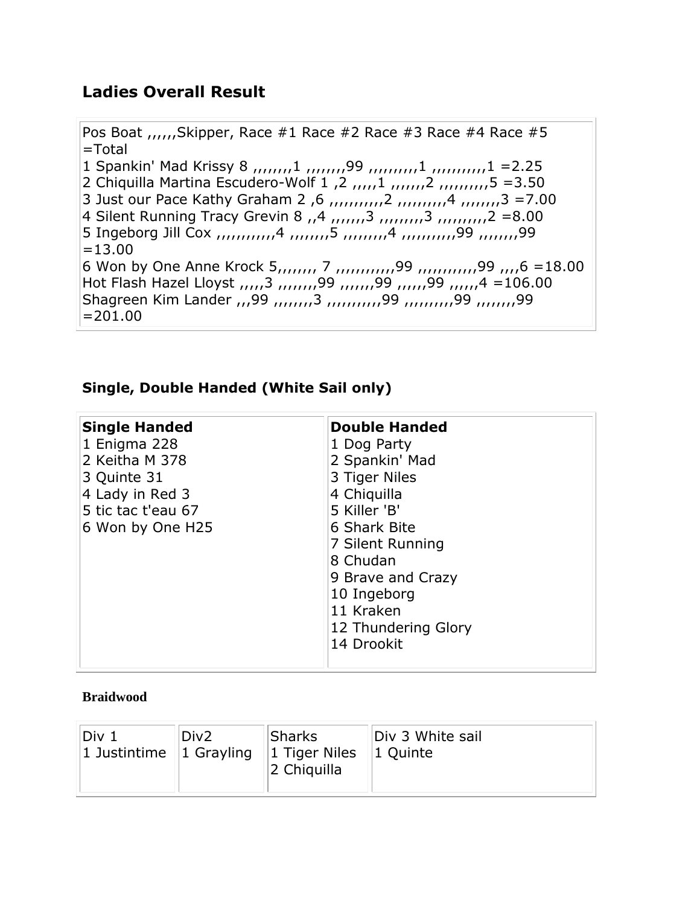## Ladies Overall Result

Pos Boat ,,,,,,Skipper, Race #1 Race #2 Race #3 Race #4 Race #5 =Total
1 Spankin' Mad Krissy 8 ,,,,,,,,1 ,,,,,,,,99 ,,,,,,,,,,1 ,,,,,,,,,,,1 =2.25
2 Chiquilla Martina Escudero-Wolf 1 ,2 ,,,,,1 ,,,,,,,2 ,,,,,,,,,,5 =3.50
3 Just our Pace Kathy Graham 2 ,6 ,,,,,,,,,,,2 ,,,,,,,,,,4 ,,,,,,,,3 =7.00
4 Silent Running Tracy Grevin 8 ,,4 ,,,,,,,3 ,,,,,,,,,3 ,,,,,,,,,,2 =8.00
5 Ingeborg Jill Cox ,,,,,,,,,,,,4 ,,,,,,,,5 ,,,,,,,,,4 ,,,,,,,,,,,99 ,,,,,,,,99 =13.00
6 Won by One Anne Krock 5,,,,,,,, 7 ,,,,,,,,,,,,99 ,,,,,,,,,,,,99 ,,,,6 =18.00
Hot Flash Hazel Lloyst ,,,,,3 ,,,,,,,,99 ,,,,,,,99 ,,,,,,99 ,,,,,,4 =106.00
Shagreen Kim Lander ,,,99 ,,,,,,,,3 ,,,,,,,,,,,99 ,,,,,,,,,,99 ,,,,,,,,99 =201.00

## Single, Double Handed (White Sail only)

| Single Handed | Double Handed |
|---|---|
| 1 Enigma 228 | 1 Dog Party |
| 2 Keitha M 378 | 2 Spankin' Mad |
| 3 Quinte 31 | 3 Tiger Niles |
| 4 Lady in Red 3 | 4 Chiquilla |
| 5 tic tac t'eau 67 | 5 Killer 'B' |
| 6 Won by One H25 | 6 Shark Bite |
| | 7 Silent Running |
| | 8 Chudan |
| | 9 Brave and Crazy |
| | 10 Ingeborg |
| | 11 Kraken |
| | 12 Thundering Glory |
| | 14 Drookit |

**Braidwood**

| Div 1 | Div2 | Sharks | Div 3 White sail |
|---|---|---|---|
| 1 Justintime | 1 Grayling | 1 Tiger Niles | 1 Quinte |
| | | 2 Chiquilla | |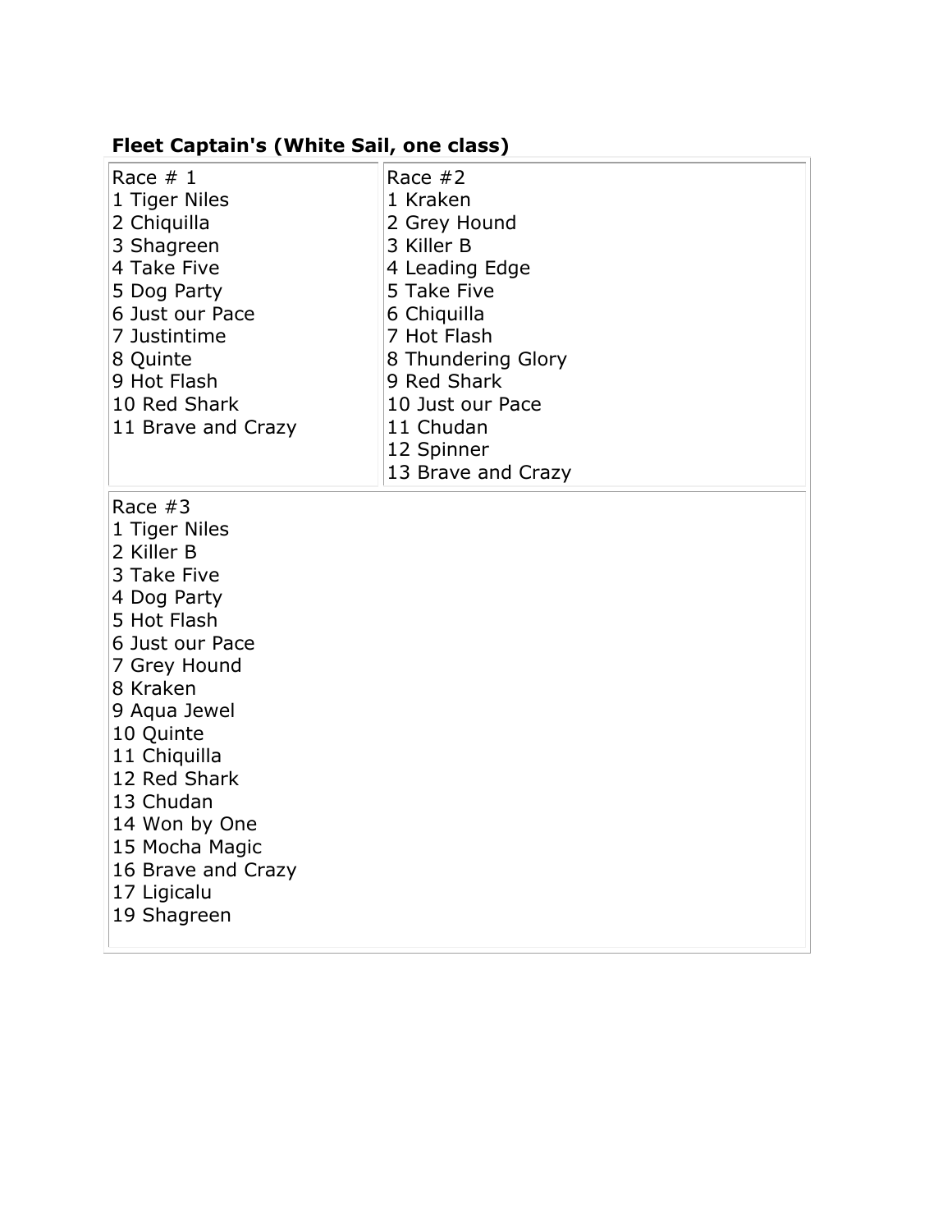**Fleet Captain's (White Sail, one class)**

| Race # 1 | Race #2 |
| --- | --- |
| 1 Tiger Niles | 1 Kraken |
| 2 Chiquilla | 2 Grey Hound |
| 3 Shagreen | 3 Killer B |
| 4 Take Five | 4 Leading Edge |
| 5 Dog Party | 5 Take Five |
| 6 Just our Pace | 6 Chiquilla |
| 7 Justintime | 7 Hot Flash |
| 8 Quinte | 8 Thundering Glory |
| 9 Hot Flash | 9 Red Shark |
| 10 Red Shark | 10 Just our Pace |
| 11 Brave and Crazy | 11 Chudan |
| | 12 Spinner |
| | 13 Brave and Crazy |

| Race #3 |
| --- |
| 1 Tiger Niles |
| 2 Killer B |
| 3 Take Five |
| 4 Dog Party |
| 5 Hot Flash |
| 6 Just our Pace |
| 7 Grey Hound |
| 8 Kraken |
| 9 Aqua Jewel |
| 10 Quinte |
| 11 Chiquilla |
| 12 Red Shark |
| 13 Chudan |
| 14 Won by One |
| 15 Mocha Magic |
| 16 Brave and Crazy |
| 17 Ligicalu |
| 19 Shagreen |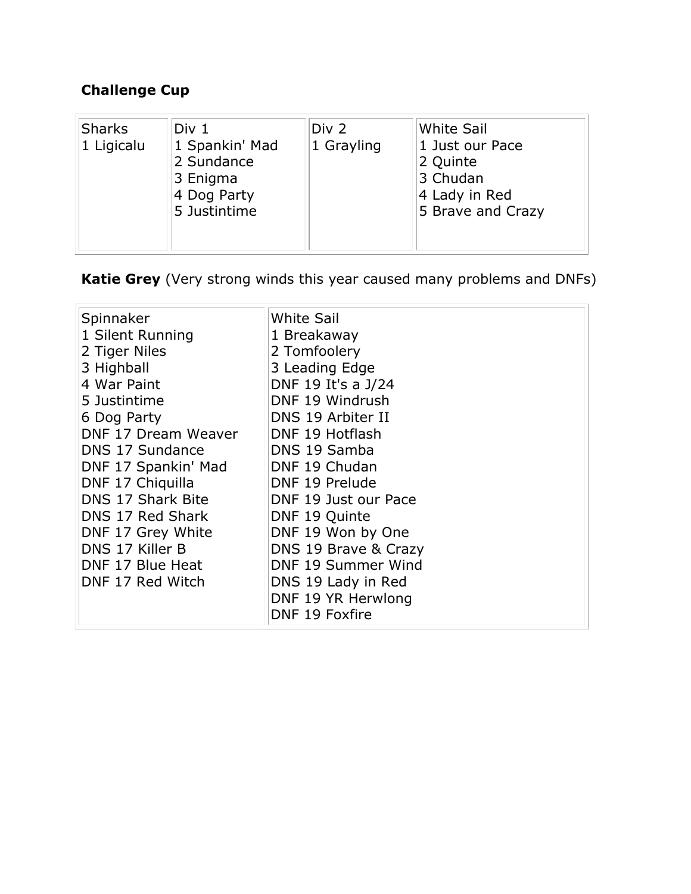**Challenge Cup**

| Sharks | Div 1 | Div 2 | White Sail |
| --- | --- | --- | --- |
| 1 Ligicalu | 1 Spankin' Mad | 1 Grayling | 1 Just our Pace |
| | 2 Sundance | | 2 Quinte |
| | 3 Enigma | | 3 Chudan |
| | 4 Dog Party | | 4 Lady in Red |
| | 5 Justintime | | 5 Brave and Crazy |

**Katie Grey** (Very strong winds this year caused many problems and DNFs)

| Spinnaker | White Sail |
| --- | --- |
| 1 Silent Running | 1 Breakaway |
| 2 Tiger Niles | 2 Tomfoolery |
| 3 Highball | 3 Leading Edge |
| 4 War Paint | DNF 19 It's a J/24 |
| 5 Justintime | DNF 19 Windrush |
| 6 Dog Party | DNS 19 Arbiter II |
| DNF 17 Dream Weaver | DNF 19 Hotflash |
| DNS 17 Sundance | DNS 19 Samba |
| DNF 17 Spankin' Mad | DNF 19 Chudan |
| DNF 17 Chiquilla | DNF 19 Prelude |
| DNS 17 Shark Bite | DNF 19 Just our Pace |
| DNS 17 Red Shark | DNF 19 Quinte |
| DNF 17 Grey White | DNF 19 Won by One |
| DNS 17 Killer B | DNS 19 Brave & Crazy |
| DNF 17 Blue Heat | DNF 19 Summer Wind |
| DNF 17 Red Witch | DNS 19 Lady in Red |
| | DNF 19 YR Herwlong |
| | DNF 19 Foxfire |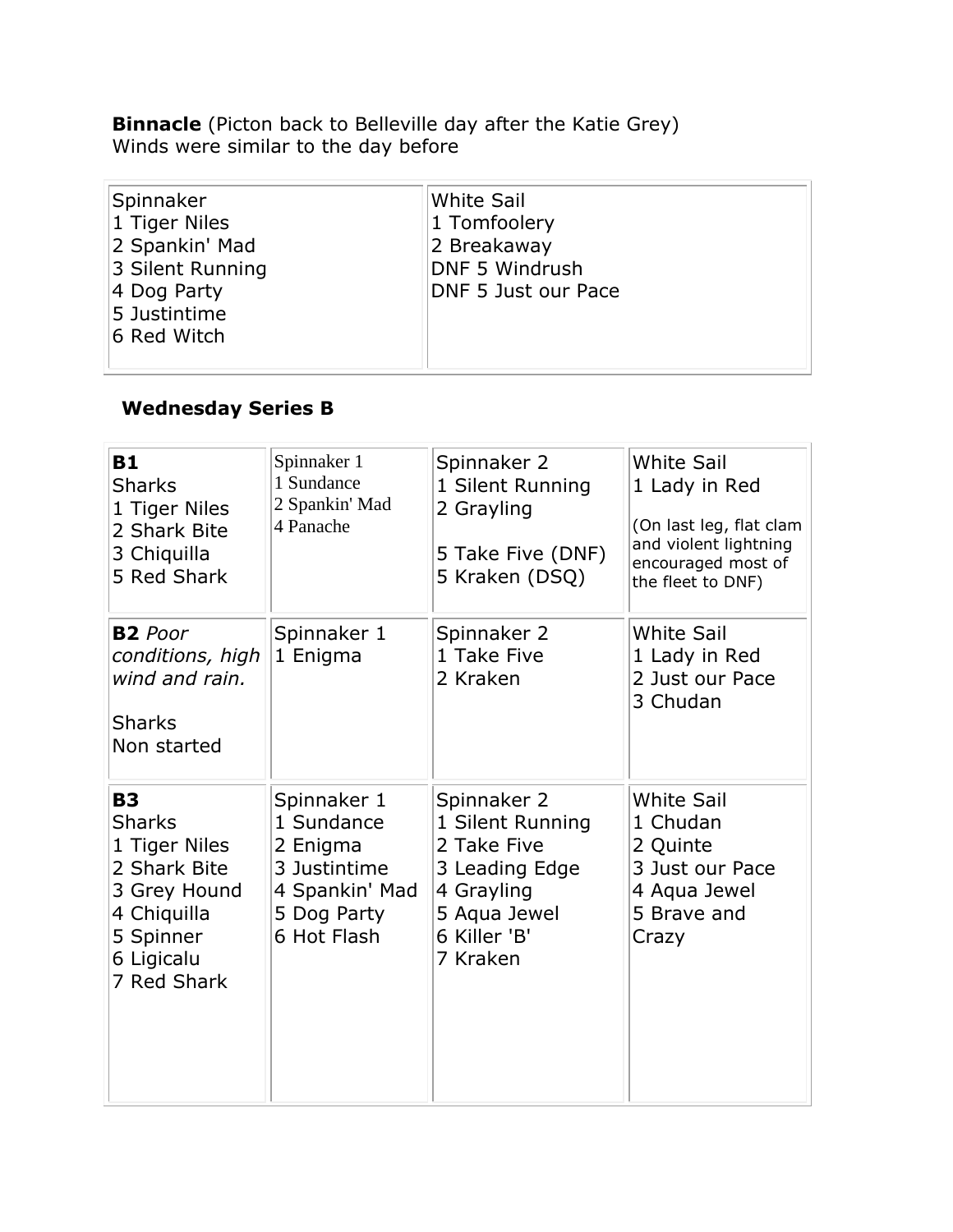**Binnacle** (Picton back to Belleville day after the Katie Grey)
Winds were similar to the day before

| Spinnaker | White Sail |
|---|---|
| 1 Tiger Niles<br>2 Spankin' Mad<br>3 Silent Running<br>4 Dog Party<br>5 Justintime<br>6 Red Witch | 1 Tomfoolery<br>2 Breakaway<br>DNF 5 Windrush<br>DNF 5 Just our Pace |

**Wednesday Series B**

| | | | |
|---|---|---|---|
| **B1**<br>Sharks<br>1 Tiger Niles<br>2 Shark Bite<br>3 Chiquilla<br>5 Red Shark | Spinnaker 1<br>1 Sundance<br>2 Spankin' Mad<br>4 Panache | Spinnaker 2<br>1 Silent Running<br>2 Grayling<br><br>5 Take Five (DNF)<br>5 Kraken (DSQ) | White Sail<br>1 Lady in Red<br><br>(On last leg, flat clam and violent lightning encouraged most of the fleet to DNF) |
| **B2** *Poor conditions, high wind and rain.*<br><br>Sharks<br>Non started | Spinnaker 1<br>1 Enigma | Spinnaker 2<br>1 Take Five<br>2 Kraken | White Sail<br>1 Lady in Red<br>2 Just our Pace<br>3 Chudan |
| **B3**<br>Sharks<br>1 Tiger Niles<br>2 Shark Bite<br>3 Grey Hound<br>4 Chiquilla<br>5 Spinner<br>6 Ligicalu<br>7 Red Shark | Spinnaker 1<br>1 Sundance<br>2 Enigma<br>3 Justintime<br>4 Spankin' Mad<br>5 Dog Party<br>6 Hot Flash | Spinnaker 2<br>1 Silent Running<br>2 Take Five<br>3 Leading Edge<br>4 Grayling<br>5 Aqua Jewel<br>6 Killer 'B'<br>7 Kraken | White Sail<br>1 Chudan<br>2 Quinte<br>3 Just our Pace<br>4 Aqua Jewel<br>5 Brave and Crazy |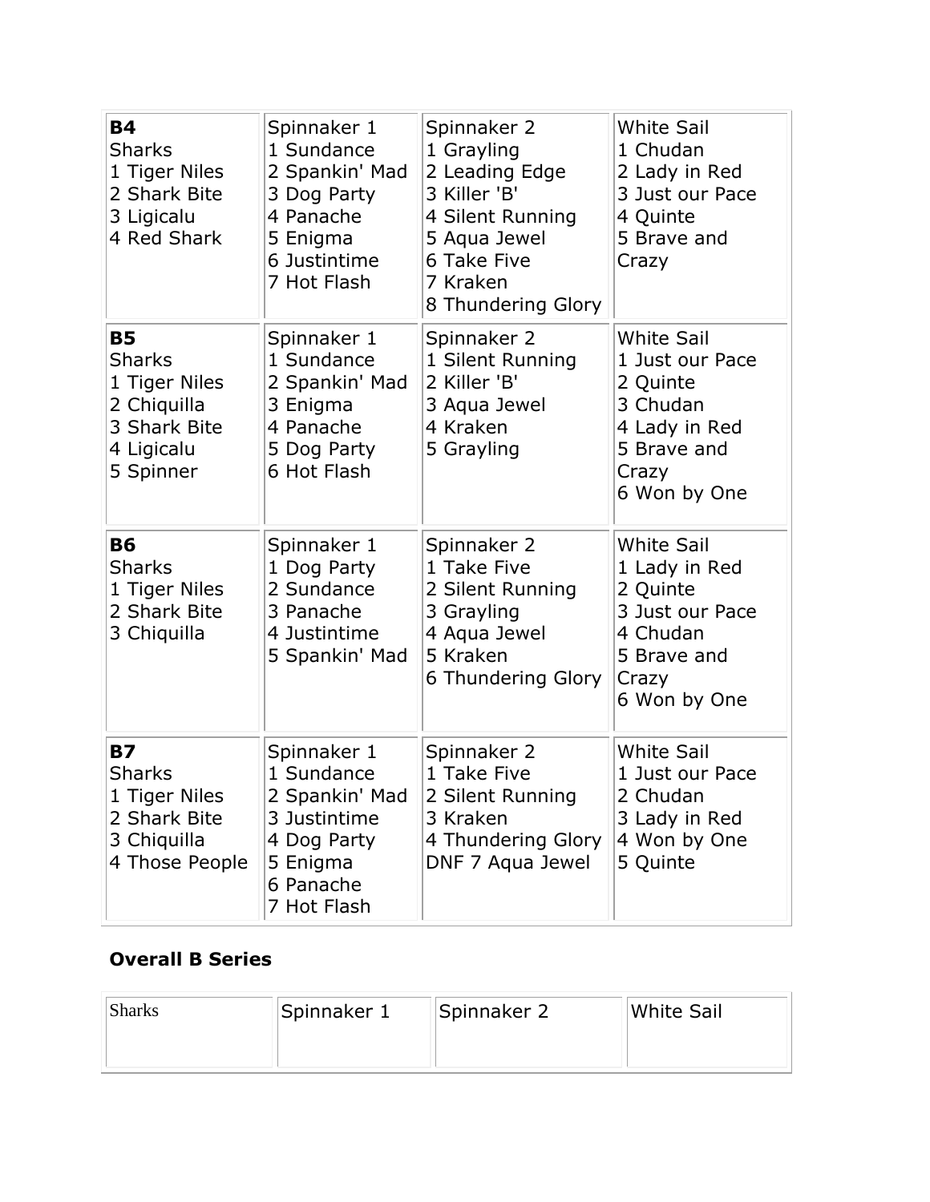| **B4**<br>Sharks<br>1 Tiger Niles<br>2 Shark Bite<br>3 Ligicalu<br>4 Red Shark | Spinnaker 1<br>1 Sundance<br>2 Spankin' Mad<br>3 Dog Party<br>4 Panache<br>5 Enigma<br>6 Justintime<br>7 Hot Flash | Spinnaker 2<br>1 Grayling<br>2 Leading Edge<br>3 Killer 'B'<br>4 Silent Running<br>5 Aqua Jewel<br>6 Take Five<br>7 Kraken<br>8 Thundering Glory | White Sail<br>1 Chudan<br>2 Lady in Red<br>3 Just our Pace<br>4 Quinte<br>5 Brave and Crazy |
|---|---|---|---|
| **B5**<br>Sharks<br>1 Tiger Niles<br>2 Chiquilla<br>3 Shark Bite<br>4 Ligicalu<br>5 Spinner | Spinnaker 1<br>1 Sundance<br>2 Spankin' Mad<br>3 Enigma<br>4 Panache<br>5 Dog Party<br>6 Hot Flash | Spinnaker 2<br>1 Silent Running<br>2 Killer 'B'<br>3 Aqua Jewel<br>4 Kraken<br>5 Grayling | White Sail<br>1 Just our Pace<br>2 Quinte<br>3 Chudan<br>4 Lady in Red<br>5 Brave and Crazy<br>6 Won by One |
| **B6**<br>Sharks<br>1 Tiger Niles<br>2 Shark Bite<br>3 Chiquilla | Spinnaker 1<br>1 Dog Party<br>2 Sundance<br>3 Panache<br>4 Justintime<br>5 Spankin' Mad | Spinnaker 2<br>1 Take Five<br>2 Silent Running<br>3 Grayling<br>4 Aqua Jewel<br>5 Kraken<br>6 Thundering Glory | White Sail<br>1 Lady in Red<br>2 Quinte<br>3 Just our Pace<br>4 Chudan<br>5 Brave and Crazy<br>6 Won by One |
| **B7**<br>Sharks<br>1 Tiger Niles<br>2 Shark Bite<br>3 Chiquilla<br>4 Those People | Spinnaker 1<br>1 Sundance<br>2 Spankin' Mad<br>3 Justintime<br>4 Dog Party<br>5 Enigma<br>6 Panache<br>7 Hot Flash | Spinnaker 2<br>1 Take Five<br>2 Silent Running<br>3 Kraken<br>4 Thundering Glory<br>DNF 7 Aqua Jewel | White Sail<br>1 Just our Pace<br>2 Chudan<br>3 Lady in Red<br>4 Won by One<br>5 Quinte |

### Overall B Series

| Sharks | Spinnaker 1 | Spinnaker 2 | White Sail |
|---|---|---|---|
| | | | |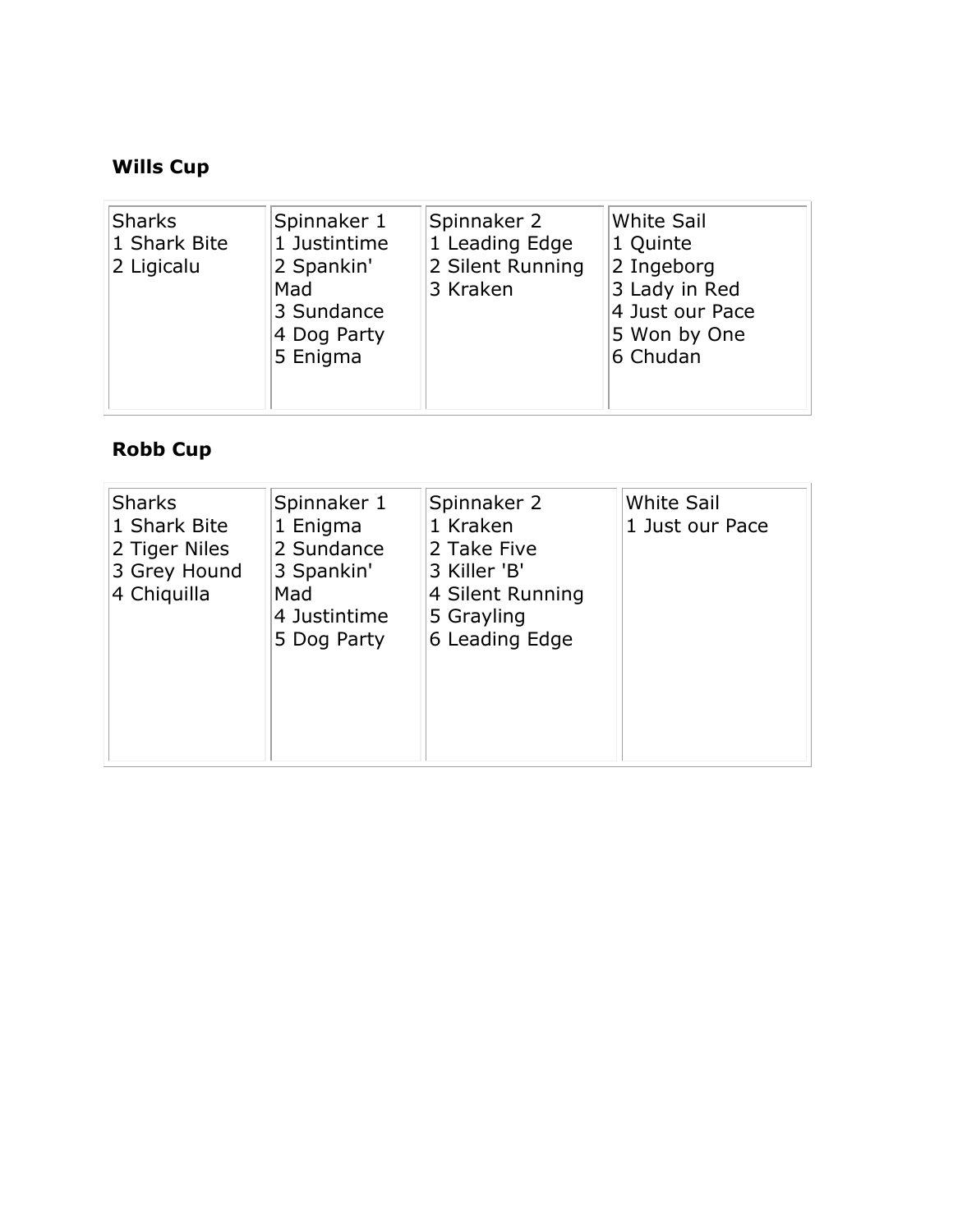**Wills Cup**

| Sharks | Spinnaker 1 | Spinnaker 2 | White Sail |
|---|---|---|---|
| 1 Shark Bite | 1 Justintime | 1 Leading Edge | 1 Quinte |
| 2 Ligicalu | 2 Spankin' Mad | 2 Silent Running | 2 Ingeborg |
| | 3 Sundance | 3 Kraken | 3 Lady in Red |
| | 4 Dog Party | | 4 Just our Pace |
| | 5 Enigma | | 5 Won by One |
| | | | 6 Chudan |

**Robb Cup**

| Sharks | Spinnaker 1 | Spinnaker 2 | White Sail |
|---|---|---|---|
| 1 Shark Bite | 1 Enigma | 1 Kraken | 1 Just our Pace |
| 2 Tiger Niles | 2 Sundance | 2 Take Five | |
| 3 Grey Hound | 3 Spankin' Mad | 3 Killer 'B' | |
| 4 Chiquilla | 4 Justintime | 4 Silent Running | |
| | 5 Dog Party | 5 Grayling | |
| | | 6 Leading Edge | |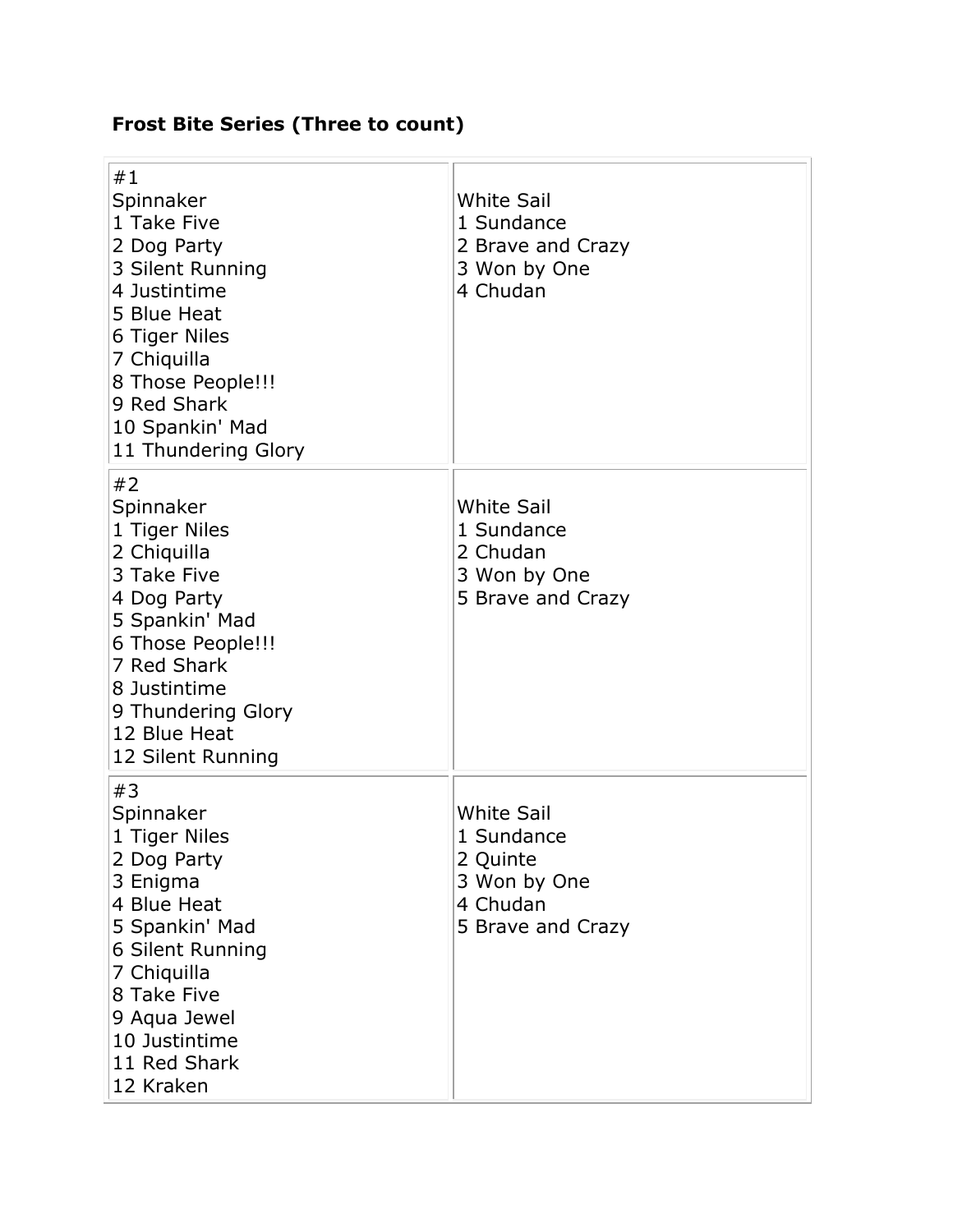**Frost Bite Series (Three to count)**

| | |
|---|---|
| #1<br>Spinnaker<br>1 Take Five<br>2 Dog Party<br>3 Silent Running<br>4 Justintime<br>5 Blue Heat<br>6 Tiger Niles<br>7 Chiquilla<br>8 Those People!!!<br>9 Red Shark<br>10 Spankin' Mad<br>11 Thundering Glory | White Sail<br>1 Sundance<br>2 Brave and Crazy<br>3 Won by One<br>4 Chudan |
| #2<br>Spinnaker<br>1 Tiger Niles<br>2 Chiquilla<br>3 Take Five<br>4 Dog Party<br>5 Spankin' Mad<br>6 Those People!!!<br>7 Red Shark<br>8 Justintime<br>9 Thundering Glory<br>12 Blue Heat<br>12 Silent Running | White Sail<br>1 Sundance<br>2 Chudan<br>3 Won by One<br>5 Brave and Crazy |
| #3<br>Spinnaker<br>1 Tiger Niles<br>2 Dog Party<br>3 Enigma<br>4 Blue Heat<br>5 Spankin' Mad<br>6 Silent Running<br>7 Chiquilla<br>8 Take Five<br>9 Aqua Jewel<br>10 Justintime<br>11 Red Shark<br>12 Kraken | White Sail<br>1 Sundance<br>2 Quinte<br>3 Won by One<br>4 Chudan<br>5 Brave and Crazy |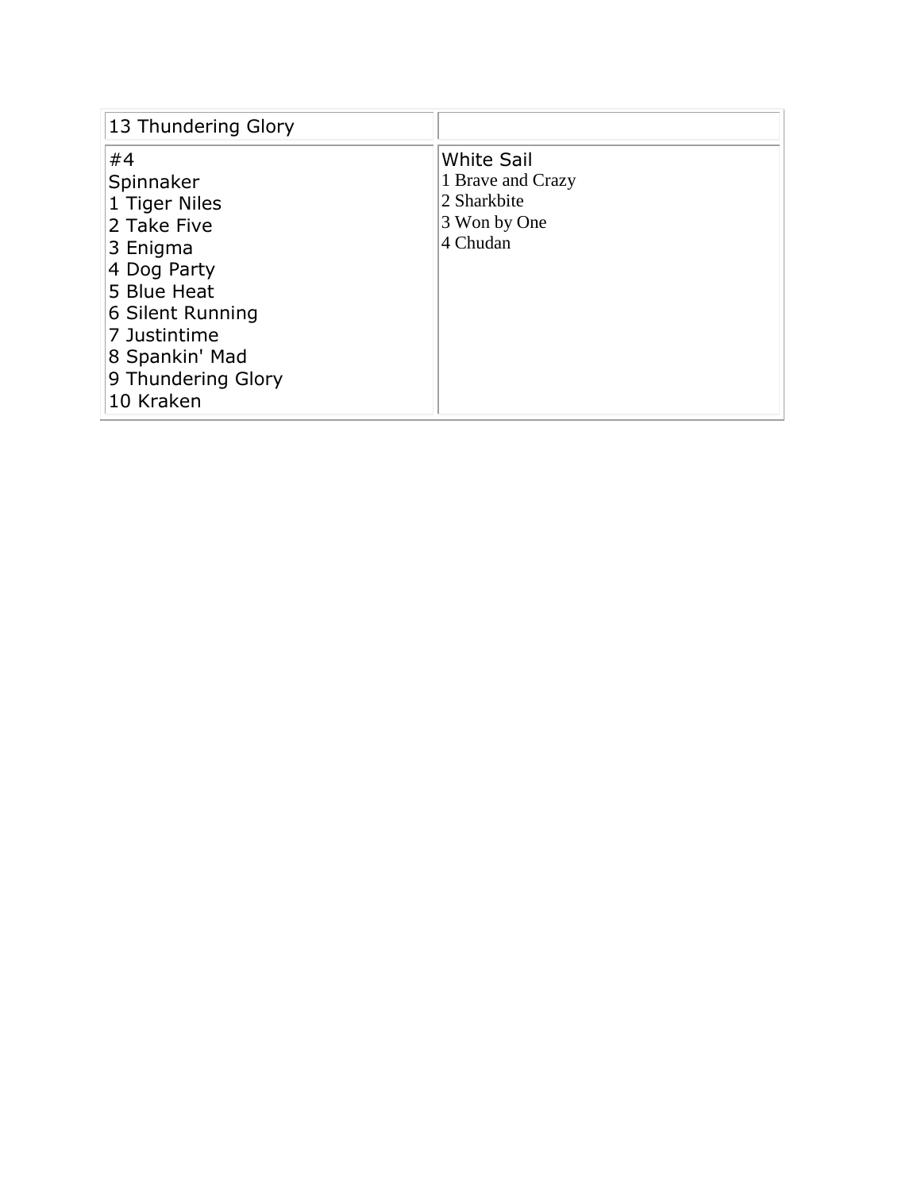| | |
|---|---|
| 13 Thundering Glory | |
| #4<br>Spinnaker<br>1 Tiger Niles<br>2 Take Five<br>3 Enigma<br>4 Dog Party<br>5 Blue Heat<br>6 Silent Running<br>7 Justintime<br>8 Spankin' Mad<br>9 Thundering Glory<br>10 Kraken | White Sail<br>1 Brave and Crazy<br>2 Sharkbite<br>3 Won by One<br>4 Chudan |